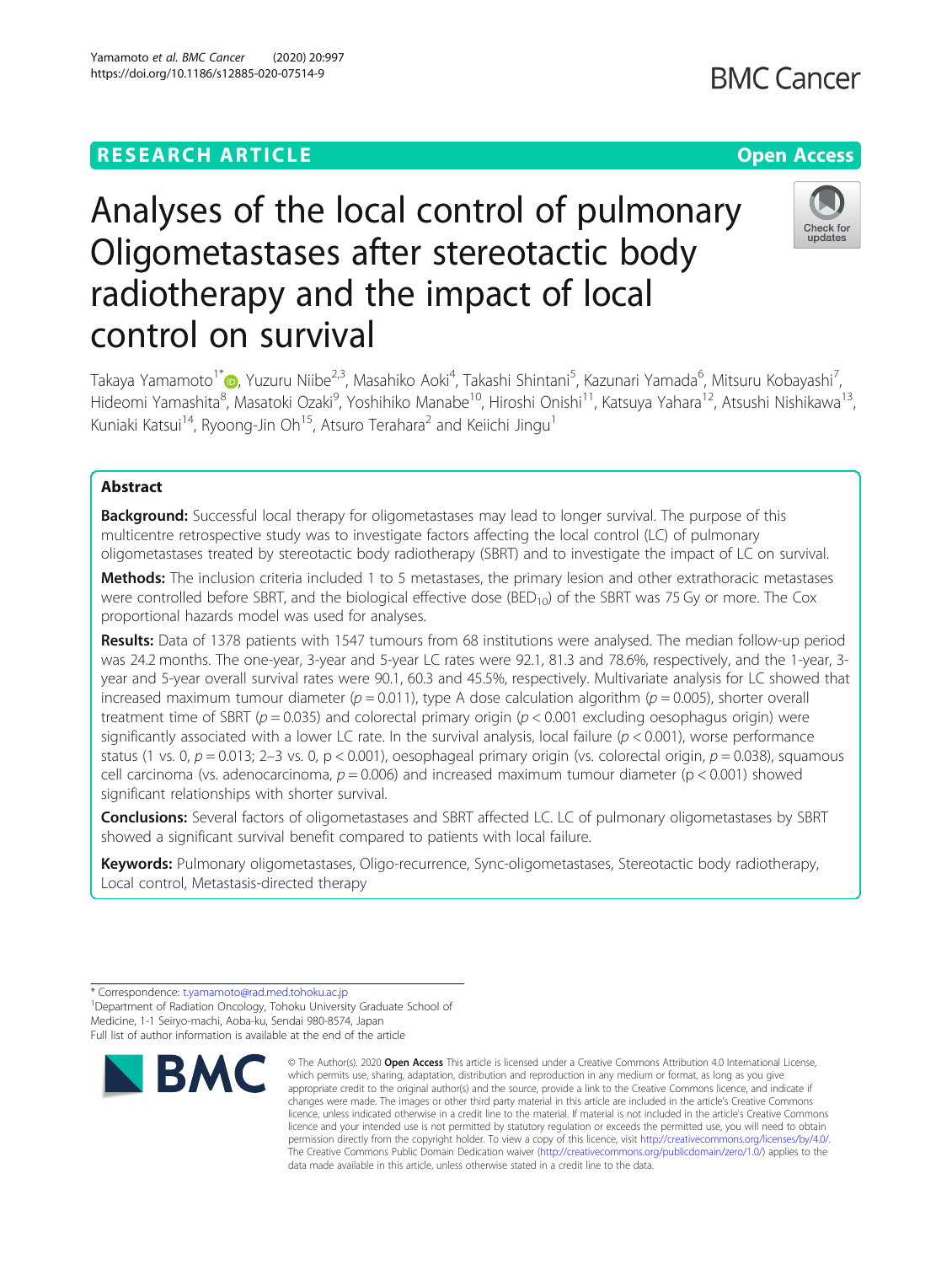RESEARCH ARTICLE

Open Access

# Analyses of the local control of pulmonary Oligometastases after stereotactic body radiotherapy and the impact of local control on survival

Takaya Yamamoto[1*], Yuzuru Niibe[2,3], Masahiko Aoki[4], Takashi Shintani[5], Kazunari Yamada[6], Mitsuru Kobayashi[7], Hideomi Yamashita[8], Masatoki Ozaki[9], Yoshihiko Manabe[10], Hiroshi Onishi[11], Katsuya Yahara[12], Atsushi Nishikawa[13], Kuniaki Katsui[14], Ryoong-Jin Oh[15], Atsuro Terahara[2] and Keiichi Jingu[1]

## Abstract

**Background:** Successful local therapy for oligometastases may lead to longer survival. The purpose of this multicentre retrospective study was to investigate factors affecting the local control (LC) of pulmonary oligometastases treated by stereotactic body radiotherapy (SBRT) and to investigate the impact of LC on survival.

**Methods:** The inclusion criteria included 1 to 5 metastases, the primary lesion and other extrathoracic metastases were controlled before SBRT, and the biological effective dose ($BED_{10}$) of the SBRT was 75 Gy or more. The Cox proportional hazards model was used for analyses.

**Results:** Data of 1378 patients with 1547 tumours from 68 institutions were analysed. The median follow-up period was 24.2 months. The one-year, 3-year and 5-year LC rates were 92.1, 81.3 and 78.6%, respectively, and the 1-year, 3-year and 5-year overall survival rates were 90.1, 60.3 and 45.5%, respectively. Multivariate analysis for LC showed that increased maximum tumour diameter ($p = 0.011$), type A dose calculation algorithm ($p = 0.005$), shorter overall treatment time of SBRT ($p = 0.035$) and colorectal primary origin ($p < 0.001$ excluding oesophagus origin) were significantly associated with a lower LC rate. In the survival analysis, local failure ($p < 0.001$), worse performance status (1 vs. 0, $p = 0.013$; 2–3 vs. 0, $p < 0.001$), oesophageal primary origin (vs. colorectal origin, $p = 0.038$), squamous cell carcinoma (vs. adenocarcinoma, $p = 0.006$) and increased maximum tumour diameter ($p < 0.001$) showed significant relationships with shorter survival.

**Conclusions:** Several factors of oligometastases and SBRT affected LC. LC of pulmonary oligometastases by SBRT showed a significant survival benefit compared to patients with local failure.

**Keywords:** Pulmonary oligometastases, Oligo-recurrence, Sync-oligometastases, Stereotactic body radiotherapy, Local control, Metastasis-directed therapy

* Correspondence: t.yamamoto@rad.med.tohoku.ac.jp
[1]Department of Radiation Oncology, Tohoku University Graduate School of Medicine, 1-1 Seiryo-machi, Aoba-ku, Sendai 980-8574, Japan
Full list of author information is available at the end of the article

© The Author(s). 2020 **Open Access** This article is licensed under a Creative Commons Attribution 4.0 International License, which permits use, sharing, adaptation, distribution and reproduction in any medium or format, as long as you give appropriate credit to the original author(s) and the source, provide a link to the Creative Commons licence, and indicate if changes were made. The images or other third party material in this article are included in the article's Creative Commons licence, unless indicated otherwise in a credit line to the material. If material is not included in the article's Creative Commons licence and your intended use is not permitted by statutory regulation or exceeds the permitted use, you will need to obtain permission directly from the copyright holder. To view a copy of this licence, visit http://creativecommons.org/licenses/by/4.0/. The Creative Commons Public Domain Dedication waiver (http://creativecommons.org/publicdomain/zero/1.0/) applies to the data made available in this article, unless otherwise stated in a credit line to the data.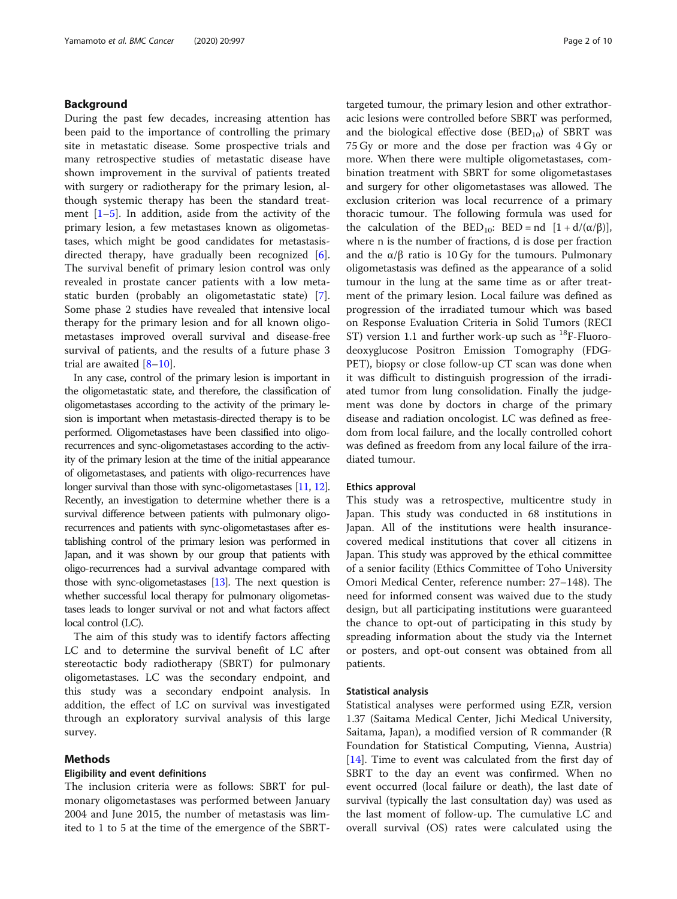## Background

During the past few decades, increasing attention has been paid to the importance of controlling the primary site in metastatic disease. Some prospective trials and many retrospective studies of metastatic disease have shown improvement in the survival of patients treated with surgery or radiotherapy for the primary lesion, although systemic therapy has been the standard treatment [1–5]. In addition, aside from the activity of the primary lesion, a few metastases known as oligometastases, which might be good candidates for metastasis-directed therapy, have gradually been recognized [6]. The survival benefit of primary lesion control was only revealed in prostate cancer patients with a low metastatic burden (probably an oligometastatic state) [7]. Some phase 2 studies have revealed that intensive local therapy for the primary lesion and for all known oligometastases improved overall survival and disease-free survival of patients, and the results of a future phase 3 trial are awaited [8–10].

In any case, control of the primary lesion is important in the oligometastatic state, and therefore, the classification of oligometastases according to the activity of the primary lesion is important when metastasis-directed therapy is to be performed. Oligometastases have been classified into oligo-recurrences and sync-oligometastases according to the activity of the primary lesion at the time of the initial appearance of oligometastases, and patients with oligo-recurrences have longer survival than those with sync-oligometastases [11, 12]. Recently, an investigation to determine whether there is a survival difference between patients with pulmonary oligo-recurrences and patients with sync-oligometastases after establishing control of the primary lesion was performed in Japan, and it was shown by our group that patients with oligo-recurrences had a survival advantage compared with those with sync-oligometastases [13]. The next question is whether successful local therapy for pulmonary oligometastases leads to longer survival or not and what factors affect local control (LC).

The aim of this study was to identify factors affecting LC and to determine the survival benefit of LC after stereotactic body radiotherapy (SBRT) for pulmonary oligometastases. LC was the secondary endpoint, and this study was a secondary endpoint analysis. In addition, the effect of LC on survival was investigated through an exploratory survival analysis of this large survey.

## Methods

### Eligibility and event definitions

The inclusion criteria were as follows: SBRT for pulmonary oligometastases was performed between January 2004 and June 2015, the number of metastasis was limited to 1 to 5 at the time of the emergence of the SBRT-targeted tumour, the primary lesion and other extrathoracic lesions were controlled before SBRT was performed, and the biological effective dose ($BED_{10}$) of SBRT was 75 Gy or more and the dose per fraction was 4 Gy or more. When there were multiple oligometastases, combination treatment with SBRT for some oligometastases and surgery for other oligometastases was allowed. The exclusion criterion was local recurrence of a primary thoracic tumour. The following formula was used for the calculation of the $BED_{10}$: $BED = nd\ [1 + d/(\alpha/\beta)]$, where n is the number of fractions, d is dose per fraction and the $\alpha/\beta$ ratio is 10 Gy for the tumours. Pulmonary oligometastasis was defined as the appearance of a solid tumour in the lung at the same time as or after treatment of the primary lesion. Local failure was defined as progression of the irradiated tumour which was based on Response Evaluation Criteria in Solid Tumors (RECIST) version 1.1 and further work-up such as $^{18}$F-Fluorodeoxyglucose Positron Emission Tomography (FDG-PET), biopsy or close follow-up CT scan was done when it was difficult to distinguish progression of the irradiated tumor from lung consolidation. Finally the judgement was done by doctors in charge of the primary disease and radiation oncologist. LC was defined as freedom from local failure, and the locally controlled cohort was defined as freedom from any local failure of the irradiated tumour.

### Ethics approval

This study was a retrospective, multicentre study in Japan. This study was conducted in 68 institutions in Japan. All of the institutions were health insurance-covered medical institutions that cover all citizens in Japan. This study was approved by the ethical committee of a senior facility (Ethics Committee of Toho University Omori Medical Center, reference number: 27–148). The need for informed consent was waived due to the study design, but all participating institutions were guaranteed the chance to opt-out of participating in this study by spreading information about the study via the Internet or posters, and opt-out consent was obtained from all patients.

### Statistical analysis

Statistical analyses were performed using EZR, version 1.37 (Saitama Medical Center, Jichi Medical University, Saitama, Japan), a modified version of R commander (R Foundation for Statistical Computing, Vienna, Austria) [14]. Time to event was calculated from the first day of SBRT to the day an event was confirmed. When no event occurred (local failure or death), the last date of survival (typically the last consultation day) was used as the last moment of follow-up. The cumulative LC and overall survival (OS) rates were calculated using the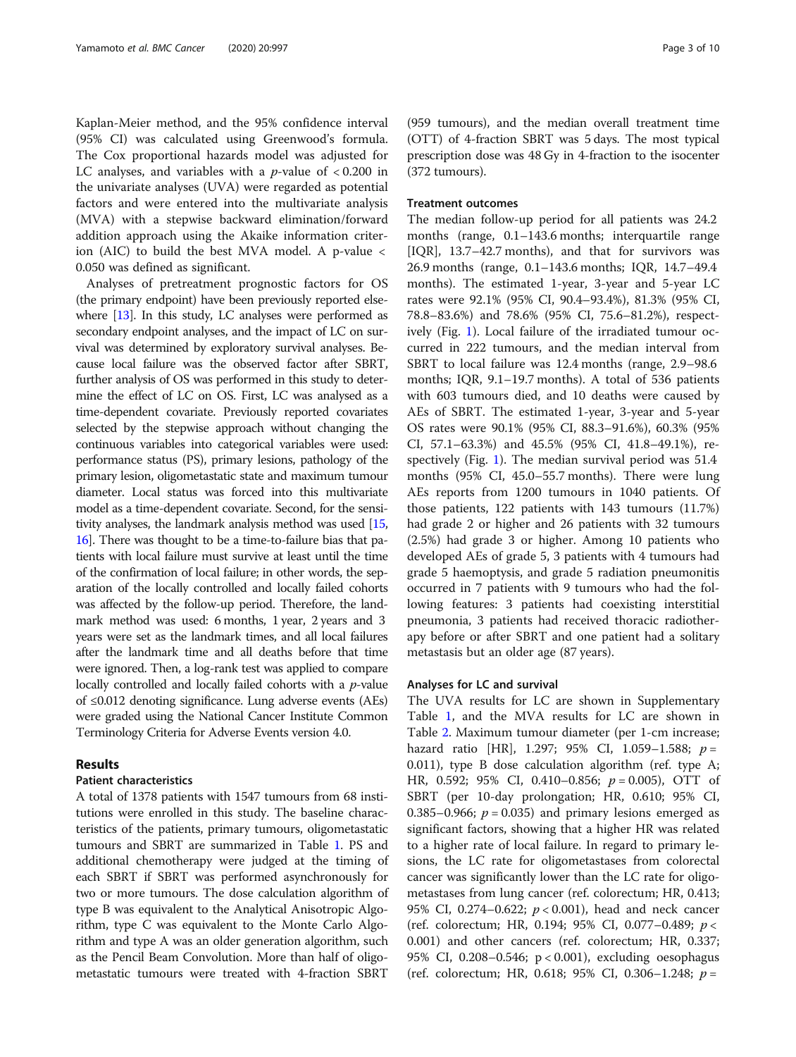Kaplan-Meier method, and the 95% confidence interval (95% CI) was calculated using Greenwood's formula. The Cox proportional hazards model was adjusted for LC analyses, and variables with a $p$-value of $< 0.200$ in the univariate analyses (UVA) were regarded as potential factors and were entered into the multivariate analysis (MVA) with a stepwise backward elimination/forward addition approach using the Akaike information criterion (AIC) to build the best MVA model. A p-value $< 0.050$ was defined as significant.

Analyses of pretreatment prognostic factors for OS (the primary endpoint) have been previously reported elsewhere [13]. In this study, LC analyses were performed as secondary endpoint analyses, and the impact of LC on survival was determined by exploratory survival analyses. Because local failure was the observed factor after SBRT, further analysis of OS was performed in this study to determine the effect of LC on OS. First, LC was analysed as a time-dependent covariate. Previously reported covariates selected by the stepwise approach without changing the continuous variables into categorical variables were used: performance status (PS), primary lesions, pathology of the primary lesion, oligometastatic state and maximum tumour diameter. Local status was forced into this multivariate model as a time-dependent covariate. Second, for the sensitivity analyses, the landmark analysis method was used [15, 16]. There was thought to be a time-to-failure bias that patients with local failure must survive at least until the time of the confirmation of local failure; in other words, the separation of the locally controlled and locally failed cohorts was affected by the follow-up period. Therefore, the landmark method was used: 6 months, 1 year, 2 years and 3 years were set as the landmark times, and all local failures after the landmark time and all deaths before that time were ignored. Then, a log-rank test was applied to compare locally controlled and locally failed cohorts with a $p$-value of $\leq 0.012$ denoting significance. Lung adverse events (AEs) were graded using the National Cancer Institute Common Terminology Criteria for Adverse Events version 4.0.

## Results

### Patient characteristics

A total of 1378 patients with 1547 tumours from 68 institutions were enrolled in this study. The baseline characteristics of the patients, primary tumours, oligometastatic tumours and SBRT are summarized in Table 1. PS and additional chemotherapy were judged at the timing of each SBRT if SBRT was performed asynchronously for two or more tumours. The dose calculation algorithm of type B was equivalent to the Analytical Anisotropic Algorithm, type C was equivalent to the Monte Carlo Algorithm and type A was an older generation algorithm, such as the Pencil Beam Convolution. More than half of oligometastatic tumours were treated with 4-fraction SBRT (959 tumours), and the median overall treatment time (OTT) of 4-fraction SBRT was 5 days. The most typical prescription dose was 48 Gy in 4-fraction to the isocenter (372 tumours).

### Treatment outcomes

The median follow-up period for all patients was 24.2 months (range, 0.1–143.6 months; interquartile range [IQR], 13.7–42.7 months), and that for survivors was 26.9 months (range, 0.1–143.6 months; IQR, 14.7–49.4 months). The estimated 1-year, 3-year and 5-year LC rates were 92.1% (95% CI, 90.4–93.4%), 81.3% (95% CI, 78.8–83.6%) and 78.6% (95% CI, 75.6–81.2%), respectively (Fig. 1). Local failure of the irradiated tumour occurred in 222 tumours, and the median interval from SBRT to local failure was 12.4 months (range, 2.9–98.6 months; IQR, 9.1–19.7 months). A total of 536 patients with 603 tumours died, and 10 deaths were caused by AEs of SBRT. The estimated 1-year, 3-year and 5-year OS rates were 90.1% (95% CI, 88.3–91.6%), 60.3% (95% CI, 57.1–63.3%) and 45.5% (95% CI, 41.8–49.1%), respectively (Fig. 1). The median survival period was 51.4 months (95% CI, 45.0–55.7 months). There were lung AEs reports from 1200 tumours in 1040 patients. Of those patients, 122 patients with 143 tumours (11.7%) had grade 2 or higher and 26 patients with 32 tumours (2.5%) had grade 3 or higher. Among 10 patients who developed AEs of grade 5, 3 patients with 4 tumours had grade 5 haemoptysis, and grade 5 radiation pneumonitis occurred in 7 patients with 9 tumours who had the following features: 3 patients had coexisting interstitial pneumonia, 3 patients had received thoracic radiotherapy before or after SBRT and one patient had a solitary metastasis but an older age (87 years).

### Analyses for LC and survival

The UVA results for LC are shown in Supplementary Table 1, and the MVA results for LC are shown in Table 2. Maximum tumour diameter (per 1-cm increase; hazard ratio [HR], 1.297; 95% CI, 1.059–1.588; $p = 0.011$), type B dose calculation algorithm (ref. type A; HR, 0.592; 95% CI, 0.410–0.856; $p = 0.005$), OTT of SBRT (per 10-day prolongation; HR, 0.610; 95% CI, 0.385–0.966; $p = 0.035$) and primary lesions emerged as significant factors, showing that a higher HR was related to a higher rate of local failure. In regard to primary lesions, the LC rate for oligometastases from colorectal cancer was significantly lower than the LC rate for oligometastases from lung cancer (ref. colorectum; HR, 0.413; 95% CI, 0.274–0.622; $p < 0.001$), head and neck cancer (ref. colorectum; HR, 0.194; 95% CI, 0.077–0.489; $p < 0.001$) and other cancers (ref. colorectum; HR, 0.337; 95% CI, 0.208–0.546; $p < 0.001$), excluding oesophagus (ref. colorectum; HR, 0.618; 95% CI, 0.306–1.248; $p =$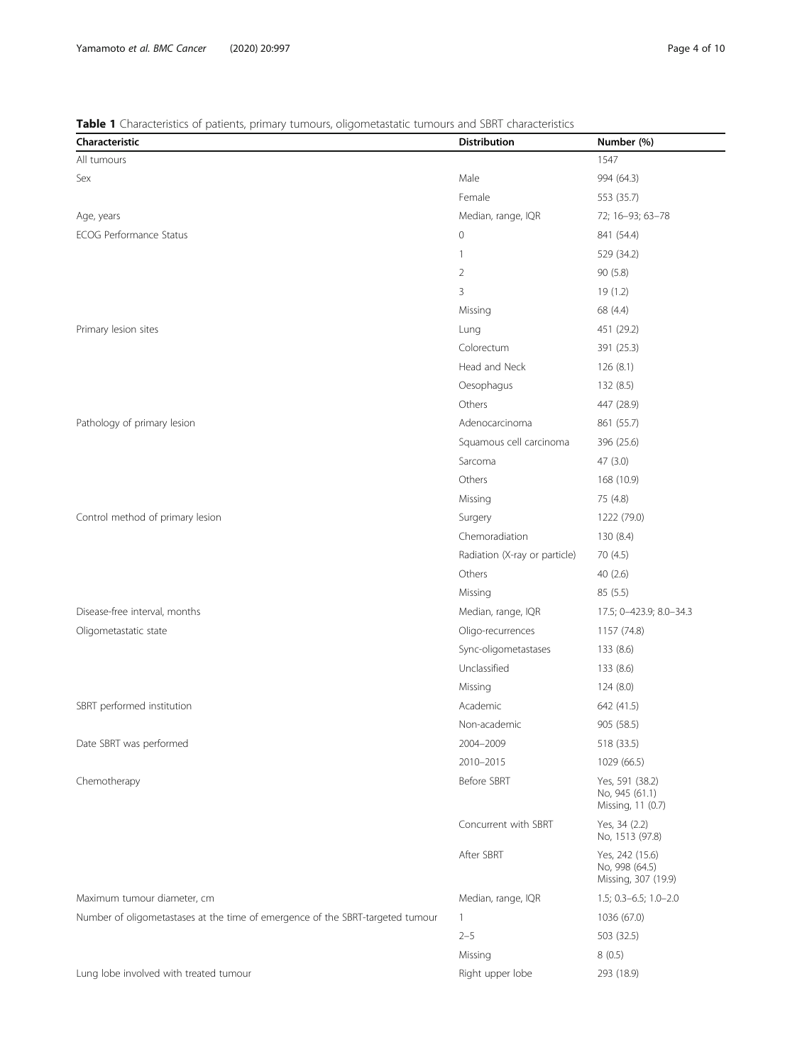**Table 1** Characteristics of patients, primary tumours, oligometastatic tumours and SBRT characteristics

| Characteristic | Distribution | Number (%) |
|---|---|---|
| All tumours | | 1547 |
| Sex | Male | 994 (64.3) |
| | Female | 553 (35.7) |
| Age, years | Median, range, IQR | 72; 16–93; 63–78 |
| ECOG Performance Status | 0 | 841 (54.4) |
| | 1 | 529 (34.2) |
| | 2 | 90 (5.8) |
| | 3 | 19 (1.2) |
| | Missing | 68 (4.4) |
| Primary lesion sites | Lung | 451 (29.2) |
| | Colorectum | 391 (25.3) |
| | Head and Neck | 126 (8.1) |
| | Oesophagus | 132 (8.5) |
| | Others | 447 (28.9) |
| Pathology of primary lesion | Adenocarcinoma | 861 (55.7) |
| | Squamous cell carcinoma | 396 (25.6) |
| | Sarcoma | 47 (3.0) |
| | Others | 168 (10.9) |
| | Missing | 75 (4.8) |
| Control method of primary lesion | Surgery | 1222 (79.0) |
| | Chemoradiation | 130 (8.4) |
| | Radiation (X-ray or particle) | 70 (4.5) |
| | Others | 40 (2.6) |
| | Missing | 85 (5.5) |
| Disease-free interval, months | Median, range, IQR | 17.5; 0–423.9; 8.0–34.3 |
| Oligometastatic state | Oligo-recurrences | 1157 (74.8) |
| | Sync-oligometastases | 133 (8.6) |
| | Unclassified | 133 (8.6) |
| | Missing | 124 (8.0) |
| SBRT performed institution | Academic | 642 (41.5) |
| | Non-academic | 905 (58.5) |
| Date SBRT was performed | 2004–2009 | 518 (33.5) |
| | 2010–2015 | 1029 (66.5) |
| Chemotherapy | Before SBRT | Yes, 591 (38.2)<br>No, 945 (61.1)<br>Missing, 11 (0.7) |
| | Concurrent with SBRT | Yes, 34 (2.2)<br>No, 1513 (97.8) |
| | After SBRT | Yes, 242 (15.6)<br>No, 998 (64.5)<br>Missing, 307 (19.9) |
| Maximum tumour diameter, cm | Median, range, IQR | 1.5; 0.3–6.5; 1.0–2.0 |
| Number of oligometastases at the time of emergence of the SBRT-targeted tumour | 1 | 1036 (67.0) |
| | 2–5 | 503 (32.5) |
| | Missing | 8 (0.5) |
| Lung lobe involved with treated tumour | Right upper lobe | 293 (18.9) |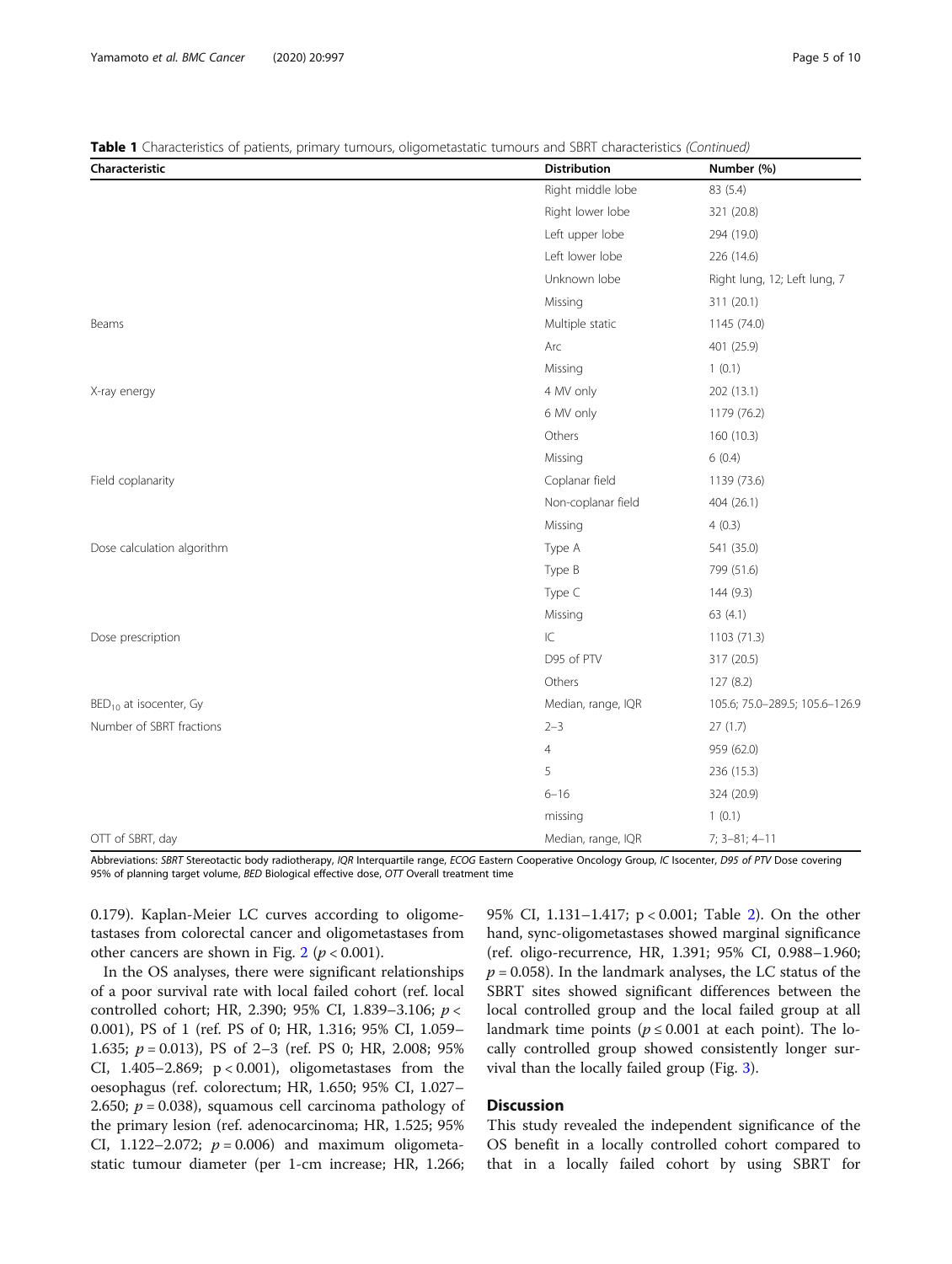**Table 1** Characteristics of patients, primary tumours, oligometastatic tumours and SBRT characteristics *(Continued)*

| Characteristic | Distribution | Number (%) |
|---|---|---|
| | Right middle lobe | 83 (5.4) |
| | Right lower lobe | 321 (20.8) |
| | Left upper lobe | 294 (19.0) |
| | Left lower lobe | 226 (14.6) |
| | Unknown lobe | Right lung, 12; Left lung, 7 |
| | Missing | 311 (20.1) |
| Beams | Multiple static | 1145 (74.0) |
| | Arc | 401 (25.9) |
| | Missing | 1 (0.1) |
| X-ray energy | 4 MV only | 202 (13.1) |
| | 6 MV only | 1179 (76.2) |
| | Others | 160 (10.3) |
| | Missing | 6 (0.4) |
| Field coplanarity | Coplanar field | 1139 (73.6) |
| | Non-coplanar field | 404 (26.1) |
| | Missing | 4 (0.3) |
| Dose calculation algorithm | Type A | 541 (35.0) |
| | Type B | 799 (51.6) |
| | Type C | 144 (9.3) |
| | Missing | 63 (4.1) |
| Dose prescription | IC | 1103 (71.3) |
| | D95 of PTV | 317 (20.5) |
| | Others | 127 (8.2) |
| $BED_{10}$ at isocenter, Gy | Median, range, IQR | 105.6; 75.0–289.5; 105.6–126.9 |
| Number of SBRT fractions | 2–3 | 27 (1.7) |
| | 4 | 959 (62.0) |
| | 5 | 236 (15.3) |
| | 6–16 | 324 (20.9) |
| | missing | 1 (0.1) |
| OTT of SBRT, day | Median, range, IQR | 7; 3–81; 4–11 |

Abbreviations: *SBRT* Stereotactic body radiotherapy, *IQR* Interquartile range, *ECOG* Eastern Cooperative Oncology Group, *IC* Isocenter, *D95 of PTV* Dose covering 95% of planning target volume, *BED* Biological effective dose, *OTT* Overall treatment time

0.179). Kaplan-Meier LC curves according to oligometastases from colorectal cancer and oligometastases from other cancers are shown in Fig. 2 ($p < 0.001$).

In the OS analyses, there were significant relationships of a poor survival rate with local failed cohort (ref. local controlled cohort; HR, 2.390; 95% CI, 1.839–3.106; $p <$ 0.001), PS of 1 (ref. PS of 0; HR, 1.316; 95% CI, 1.059–1.635; $p = 0.013$), PS of 2–3 (ref. PS 0; HR, 2.008; 95% CI, 1.405–2.869; $p < 0.001$), oligometastases from the oesophagus (ref. colorectum; HR, 1.650; 95% CI, 1.027–2.650; $p = 0.038$), squamous cell carcinoma pathology of the primary lesion (ref. adenocarcinoma; HR, 1.525; 95% CI, 1.122–2.072; $p = 0.006$) and maximum oligometastatic tumour diameter (per 1-cm increase; HR, 1.266; 95% CI, 1.131–1.417; $p < 0.001$; Table 2). On the other hand, sync-oligometastases showed marginal significance (ref. oligo-recurrence, HR, 1.391; 95% CI, 0.988–1.960; $p = 0.058$). In the landmark analyses, the LC status of the SBRT sites showed significant differences between the local controlled group and the local failed group at all landmark time points ($p \leq 0.001$ at each point). The locally controlled group showed consistently longer survival than the locally failed group (Fig. 3).

## Discussion

This study revealed the independent significance of the OS benefit in a locally controlled cohort compared to that in a locally failed cohort by using SBRT for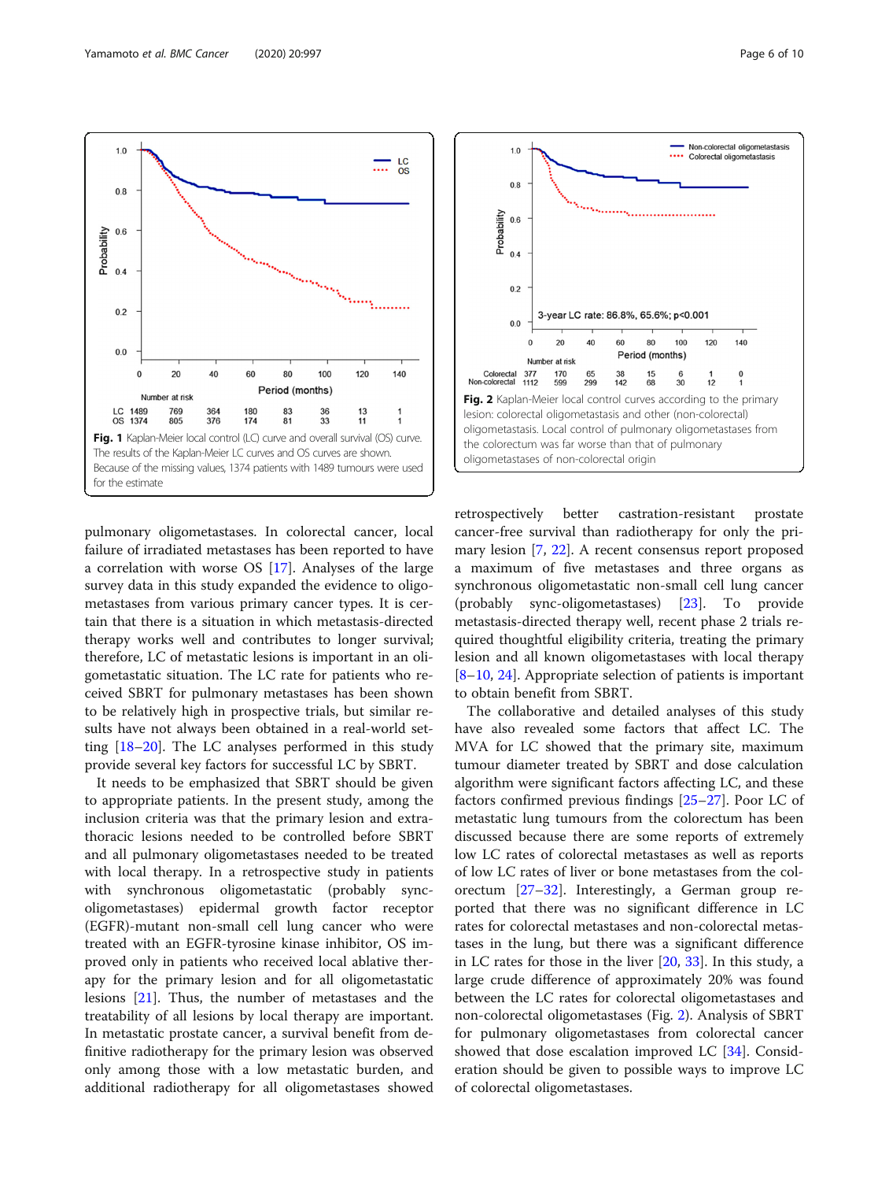Fig. 1 Kaplan-Meier local control (LC) curve and overall survival (OS) curve. The results of the Kaplan-Meier LC curves and OS curves are shown. Because of the missing values, 1374 patients with 1489 tumours were used for the estimate

Fig. 2 Kaplan-Meier local control curves according to the primary lesion: colorectal oligometastasis and other (non-colorectal) oligometastasis. Local control of pulmonary oligometastases from the colorectum was far worse than that of pulmonary oligometastases of non-colorectal origin

pulmonary oligometastases. In colorectal cancer, local failure of irradiated metastases has been reported to have a correlation with worse OS [17]. Analyses of the large survey data in this study expanded the evidence to oligometastases from various primary cancer types. It is certain that there is a situation in which metastasis-directed therapy works well and contributes to longer survival; therefore, LC of metastatic lesions is important in an oligometastatic situation. The LC rate for patients who received SBRT for pulmonary metastases has been shown to be relatively high in prospective trials, but similar results have not always been obtained in a real-world setting [18–20]. The LC analyses performed in this study provide several key factors for successful LC by SBRT.

It needs to be emphasized that SBRT should be given to appropriate patients. In the present study, among the inclusion criteria was that the primary lesion and extrathoracic lesions needed to be controlled before SBRT and all pulmonary oligometastases needed to be treated with local therapy. In a retrospective study in patients with synchronous oligometastatic (probably sync-oligometastases) epidermal growth factor receptor (EGFR)-mutant non-small cell lung cancer who were treated with an EGFR-tyrosine kinase inhibitor, OS improved only in patients who received local ablative therapy for the primary lesion and for all oligometastatic lesions [21]. Thus, the number of metastases and the treatability of all lesions by local therapy are important. In metastatic prostate cancer, a survival benefit from definitive radiotherapy for the primary lesion was observed only among those with a low metastatic burden, and additional radiotherapy for all oligometastases showed retrospectively better castration-resistant prostate cancer-free survival than radiotherapy for only the primary lesion [7, 22]. A recent consensus report proposed a maximum of five metastases and three organs as synchronous oligometastatic non-small cell lung cancer (probably sync-oligometastases) [23]. To provide metastasis-directed therapy well, recent phase 2 trials required thoughtful eligibility criteria, treating the primary lesion and all known oligometastases with local therapy [8–10, 24]. Appropriate selection of patients is important to obtain benefit from SBRT.

The collaborative and detailed analyses of this study have also revealed some factors that affect LC. The MVA for LC showed that the primary site, maximum tumour diameter treated by SBRT and dose calculation algorithm were significant factors affecting LC, and these factors confirmed previous findings [25–27]. Poor LC of metastatic lung tumours from the colorectum has been discussed because there are some reports of extremely low LC rates of colorectal metastases as well as reports of low LC rates of liver or bone metastases from the colorectum [27–32]. Interestingly, a German group reported that there was no significant difference in LC rates for colorectal metastases and non-colorectal metastases in the lung, but there was a significant difference in LC rates for those in the liver [20, 33]. In this study, a large crude difference of approximately 20% was found between the LC rates for colorectal oligometastases and non-colorectal oligometastases (Fig. 2). Analysis of SBRT for pulmonary oligometastases from colorectal cancer showed that dose escalation improved LC [34]. Consideration should be given to possible ways to improve LC of colorectal oligometastases.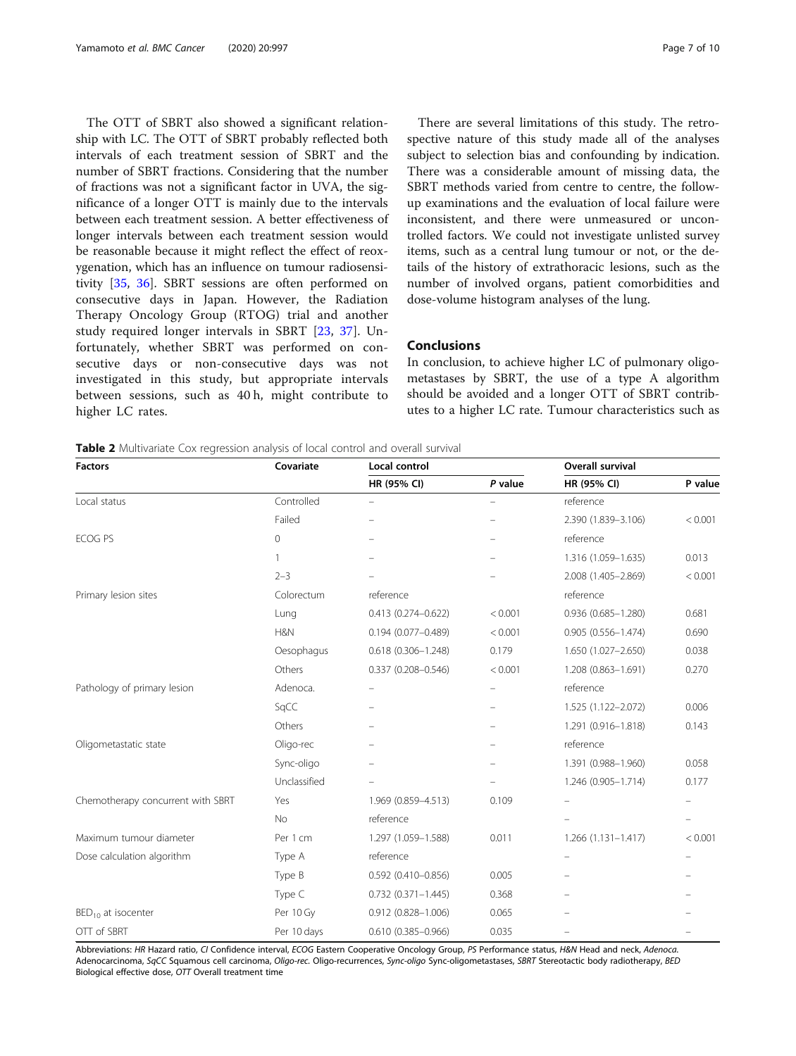The OTT of SBRT also showed a significant relationship with LC. The OTT of SBRT probably reflected both intervals of each treatment session of SBRT and the number of SBRT fractions. Considering that the number of fractions was not a significant factor in UVA, the significance of a longer OTT is mainly due to the intervals between each treatment session. A better effectiveness of longer intervals between each treatment session would be reasonable because it might reflect the effect of reoxygenation, which has an influence on tumour radiosensitivity [35, 36]. SBRT sessions are often performed on consecutive days in Japan. However, the Radiation Therapy Oncology Group (RTOG) trial and another study required longer intervals in SBRT [23, 37]. Unfortunately, whether SBRT was performed on consecutive days or non-consecutive days was not investigated in this study, but appropriate intervals between sessions, such as 40 h, might contribute to higher LC rates.

There are several limitations of this study. The retrospective nature of this study made all of the analyses subject to selection bias and confounding by indication. There was a considerable amount of missing data, the SBRT methods varied from centre to centre, the follow-up examinations and the evaluation of local failure were inconsistent, and there were unmeasured or uncontrolled factors. We could not investigate unlisted survey items, such as a central lung tumour or not, or the details of the history of extrathoracic lesions, such as the number of involved organs, patient comorbidities and dose-volume histogram analyses of the lung.

## Conclusions

In conclusion, to achieve higher LC of pulmonary oligometastases by SBRT, the use of a type A algorithm should be avoided and a longer OTT of SBRT contributes to a higher LC rate. Tumour characteristics such as

**Table 2** Multivariate Cox regression analysis of local control and overall survival

| Factors | Covariate | Local control | | Overall survival | |
|---|---|---|---|---|---|
| | | HR (95% CI) | *P* value | HR (95% CI) | P value |
| Local status | Controlled | – | – | reference | |
| | Failed | – | – | 2.390 (1.839–3.106) | < 0.001 |
| ECOG PS | 0 | – | – | reference | |
| | 1 | – | – | 1.316 (1.059–1.635) | 0.013 |
| | 2–3 | – | – | 2.008 (1.405–2.869) | < 0.001 |
| Primary lesion sites | Colorectum | reference | | reference | |
| | Lung | 0.413 (0.274–0.622) | < 0.001 | 0.936 (0.685–1.280) | 0.681 |
| | H&N | 0.194 (0.077–0.489) | < 0.001 | 0.905 (0.556–1.474) | 0.690 |
| | Oesophagus | 0.618 (0.306–1.248) | 0.179 | 1.650 (1.027–2.650) | 0.038 |
| | Others | 0.337 (0.208–0.546) | < 0.001 | 1.208 (0.863–1.691) | 0.270 |
| Pathology of primary lesion | Adenoca. | – | – | reference | |
| | SqCC | – | – | 1.525 (1.122–2.072) | 0.006 |
| | Others | – | – | 1.291 (0.916–1.818) | 0.143 |
| Oligometastatic state | Oligo-rec | – | – | reference | |
| | Sync-oligo | – | – | 1.391 (0.988–1.960) | 0.058 |
| | Unclassified | – | – | 1.246 (0.905–1.714) | 0.177 |
| Chemotherapy concurrent with SBRT | Yes | 1.969 (0.859–4.513) | 0.109 | – | – |
| | No | reference | | – | – |
| Maximum tumour diameter | Per 1 cm | 1.297 (1.059–1.588) | 0.011 | 1.266 (1.131–1.417) | < 0.001 |
| Dose calculation algorithm | Type A | reference | | – | – |
| | Type B | 0.592 (0.410–0.856) | 0.005 | – | – |
| | Type C | 0.732 (0.371–1.445) | 0.368 | – | – |
| $BED_{10}$ at isocenter | Per 10 Gy | 0.912 (0.828–1.006) | 0.065 | – | – |
| OTT of SBRT | Per 10 days | 0.610 (0.385–0.966) | 0.035 | – | – |

Abbreviations: *HR* Hazard ratio, *CI* Confidence interval, *ECOG* Eastern Cooperative Oncology Group, *PS* Performance status, *H&N* Head and neck, *Adenoca.* Adenocarcinoma, *SqCC* Squamous cell carcinoma, *Oligo-rec.* Oligo-recurrences, *Sync-oligo* Sync-oligometastases, *SBRT* Stereotactic body radiotherapy, *BED* Biological effective dose, *OTT* Overall treatment time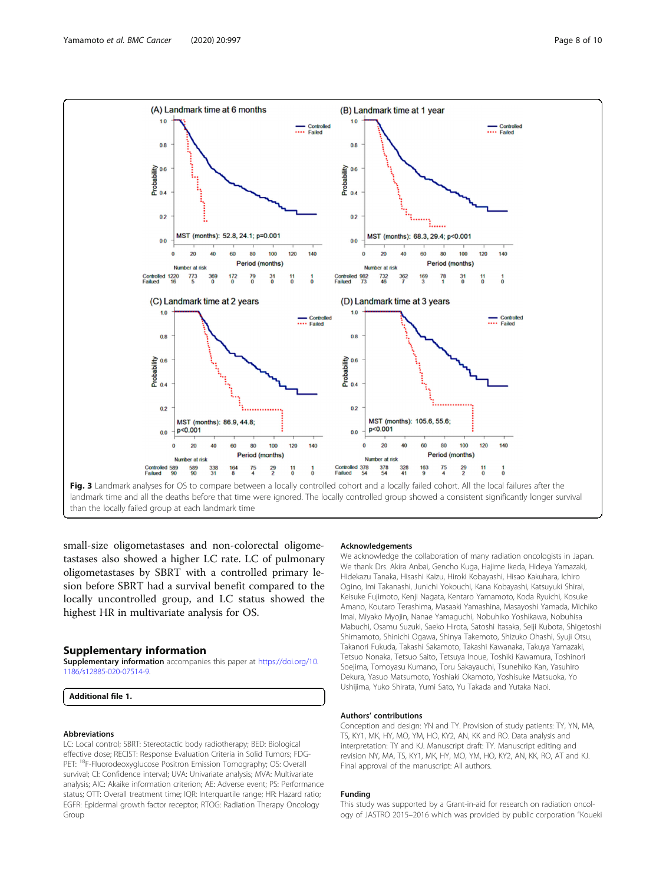Fig. 3 Landmark analyses for OS to compare between a locally controlled cohort and a locally failed cohort. All the local failures after the landmark time and all the deaths before that time were ignored. The locally controlled group showed a consistent significantly longer survival than the locally failed group at each landmark time

small-size oligometastases and non-colorectal oligometastases also showed a higher LC rate. LC of pulmonary oligometastases by SBRT with a controlled primary lesion before SBRT had a survival benefit compared to the locally uncontrolled group, and LC status showed the highest HR in multivariate analysis for OS.

## Supplementary information

**Supplementary information** accompanies this paper at https://doi.org/10.1186/s12885-020-07514-9.

**Additional file 1.**

### Abbreviations

LC: Local control; SBRT: Stereotactic body radiotherapy; BED: Biological effective dose; RECIST: Response Evaluation Criteria in Solid Tumors; FDG-PET: [18]F-Fluorodeoxyglucose Positron Emission Tomography; OS: Overall survival; CI: Confidence interval; UVA: Univariate analysis; MVA: Multivariate analysis; AIC: Akaike information criterion; AE: Adverse event; PS: Performance status; OTT: Overall treatment time; IQR: Interquartile range; HR: Hazard ratio; EGFR: Epidermal growth factor receptor; RTOG: Radiation Therapy Oncology Group

### Acknowledgements

We acknowledge the collaboration of many radiation oncologists in Japan. We thank Drs. Akira Anbai, Gencho Kuga, Hajime Ikeda, Hideya Yamazaki, Hidekazu Tanaka, Hisashi Kaizu, Hiroki Kobayashi, Hisao Kakuhara, Ichiro Ogino, Imi Takanashi, Junichi Yokouchi, Kana Kobayashi, Katsuyuki Shirai, Keisuke Fujimoto, Kenji Nagata, Kentaro Yamamoto, Koda Ryuichi, Kosuke Amano, Koutaro Terashima, Masaaki Yamashina, Masayoshi Yamada, Michiko Imai, Miyako Myojin, Nanae Yamaguchi, Nobuhiko Yoshikawa, Nobuhisa Mabuchi, Osamu Suzuki, Saeko Hirota, Satoshi Itasaka, Seiji Kubota, Shigetoshi Shimamoto, Shinichi Ogawa, Shinya Takemoto, Shizuko Ohashi, Syuji Otsu, Takanori Fukuda, Takashi Sakamoto, Takashi Kawanaka, Takuya Yamazaki, Tetsuo Nonaka, Tetsuo Saito, Tetsuya Inoue, Toshiki Kawamura, Toshinori Soejima, Tomoyasu Kumano, Toru Sakayauchi, Tsunehiko Kan, Yasuhiro Dekura, Yasuo Matsumoto, Yoshiaki Okamoto, Yoshisuke Matsuoka, Yo Ushijima, Yuko Shirata, Yumi Sato, Yu Takada and Yutaka Naoi.

### Authors' contributions

Conception and design: YN and TY. Provision of study patients: TY, YN, MA, TS, KY1, MK, HY, MO, YM, HO, KY2, AN, KK and RO. Data analysis and interpretation: TY and KJ. Manuscript draft: TY. Manuscript editing and revision NY, MA, TS, KY1, MK, HY, MO, YM, HO, KY2, AN, KK, RO, AT and KJ. Final approval of the manuscript: All authors.

### Funding

This study was supported by a Grant-in-aid for research on radiation oncology of JASTRO 2015–2016 which was provided by public corporation "Koueki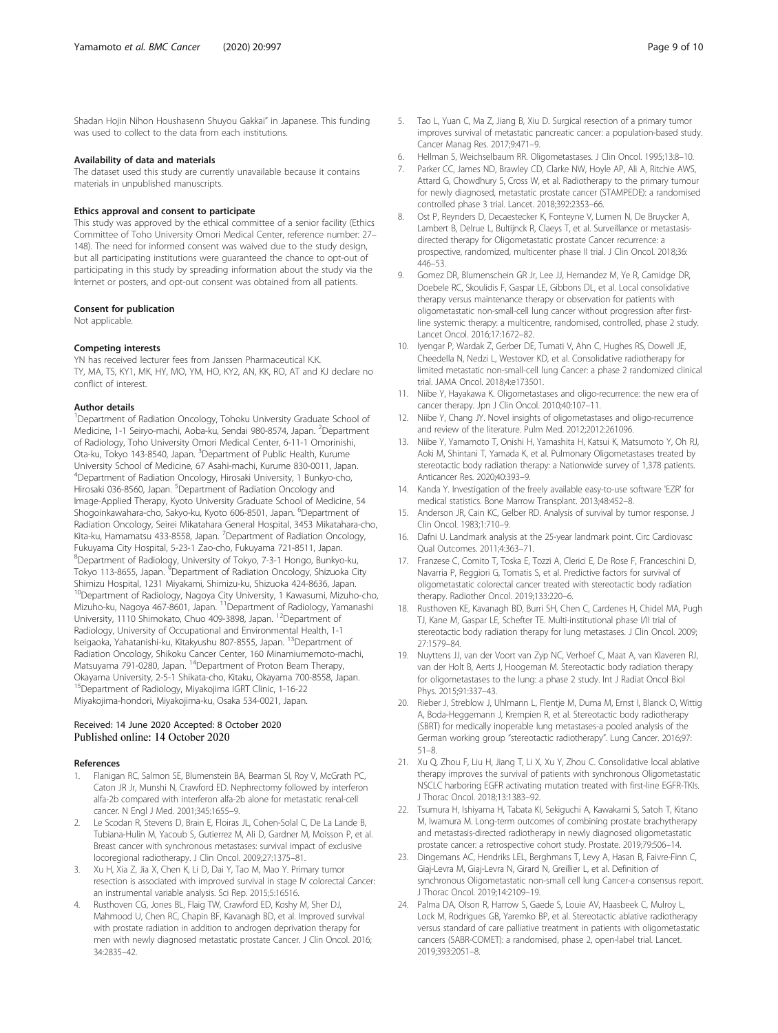Shadan Hojin Nihon Houshasenn Shuyou Gakkai" in Japanese. This funding was used to collect to the data from each institutions.

#### Availability of data and materials

The dataset used this study are currently unavailable because it contains materials in unpublished manuscripts.

#### Ethics approval and consent to participate

This study was approved by the ethical committee of a senior facility (Ethics Committee of Toho University Omori Medical Center, reference number: 27–148). The need for informed consent was waived due to the study design, but all participating institutions were guaranteed the chance to opt-out of participating in this study by spreading information about the study via the Internet or posters, and opt-out consent was obtained from all patients.

#### Consent for publication

Not applicable.

#### Competing interests

YN has received lecturer fees from Janssen Pharmaceutical K.K.
TY, MA, TS, KY1, MK, HY, MO, YM, HO, KY2, AN, KK, RO, AT and KJ declare no conflict of interest.

#### Author details

[1]Department of Radiation Oncology, Tohoku University Graduate School of Medicine, 1-1 Seiryo-machi, Aoba-ku, Sendai 980-8574, Japan. [2]Department of Radiology, Toho University Omori Medical Center, 6-11-1 Omorinishi, Ota-ku, Tokyo 143-8540, Japan. [3]Department of Public Health, Kurume University School of Medicine, 67 Asahi-machi, Kurume 830-0011, Japan. [4]Department of Radiation Oncology, Hirosaki University, 1 Bunkyo-cho, Hirosaki 036-8560, Japan. [5]Department of Radiation Oncology and Image-Applied Therapy, Kyoto University Graduate School of Medicine, 54 Shogoinkawahara-cho, Sakyo-ku, Kyoto 606-8501, Japan. [6]Department of Radiation Oncology, Seirei Mikatahara General Hospital, 3453 Mikatahara-cho, Kita-ku, Hamamatsu 433-8558, Japan. [7]Department of Radiation Oncology, Fukuyama City Hospital, 5-23-1 Zao-cho, Fukuyama 721-8511, Japan. [8]Department of Radiology, University of Tokyo, 7-3-1 Hongo, Bunkyo-ku, Tokyo 113-8655, Japan. [9]Department of Radiation Oncology, Shizuoka City Shimizu Hospital, 1231 Miyakami, Shimizu-ku, Shizuoka 424-8636, Japan. [10]Department of Radiology, Nagoya City University, 1 Kawasumi, Mizuho-cho, Mizuho-ku, Nagoya 467-8601, Japan. [11]Department of Radiology, Yamanashi University, 1110 Shimokato, Chuo 409-3898, Japan. [12]Department of Radiology, University of Occupational and Environmental Health, 1-1 Iseigaoka, Yahatanishi-ku, Kitakyushu 807-8555, Japan. [13]Department of Radiation Oncology, Shikoku Cancer Center, 160 Minamiumemoto-machi, Matsuyama 791-0280, Japan. [14]Department of Proton Beam Therapy, Okayama University, 2-5-1 Shikata-cho, Kitaku, Okayama 700-8558, Japan. [15]Department of Radiology, Miyakojima IGRT Clinic, 1-16-22 Miyakojima-hondori, Miyakojima-ku, Osaka 534-0021, Japan.

Received: 14 June 2020 Accepted: 8 October 2020
Published online: 14 October 2020

#### References

1. Flanigan RC, Salmon SE, Blumenstein BA, Bearman SI, Roy V, McGrath PC, Caton JR Jr, Munshi N, Crawford ED. Nephrectomy followed by interferon alfa-2b compared with interferon alfa-2b alone for metastatic renal-cell cancer. N Engl J Med. 2001;345:1655–9.
2. Le Scodan R, Stevens D, Brain E, Floiras JL, Cohen-Solal C, De La Lande B, Tubiana-Hulin M, Yacoub S, Gutierrez M, Ali D, Gardner M, Moisson P, et al. Breast cancer with synchronous metastases: survival impact of exclusive locoregional radiotherapy. J Clin Oncol. 2009;27:1375–81.
3. Xu H, Xia Z, Jia X, Chen K, Li D, Dai Y, Tao M, Mao Y. Primary tumor resection is associated with improved survival in stage IV colorectal Cancer: an instrumental variable analysis. Sci Rep. 2015;5:16516.
4. Rusthoven CG, Jones BL, Flaig TW, Crawford ED, Koshy M, Sher DJ, Mahmood U, Chen RC, Chapin BF, Kavanagh BD, et al. Improved survival with prostate radiation in addition to androgen deprivation therapy for men with newly diagnosed metastatic prostate Cancer. J Clin Oncol. 2016; 34:2835–42.
5. Tao L, Yuan C, Ma Z, Jiang B, Xiu D. Surgical resection of a primary tumor improves survival of metastatic pancreatic cancer: a population-based study. Cancer Manag Res. 2017;9:471–9.
6. Hellman S, Weichselbaum RR. Oligometastases. J Clin Oncol. 1995;13:8–10.
7. Parker CC, James ND, Brawley CD, Clarke NW, Hoyle AP, Ali A, Ritchie AWS, Attard G, Chowdhury S, Cross W, et al. Radiotherapy to the primary tumour for newly diagnosed, metastatic prostate cancer (STAMPEDE): a randomised controlled phase 3 trial. Lancet. 2018;392:2353–66.
8. Ost P, Reynders D, Decaestecker K, Fonteyne V, Lumen N, De Bruycker A, Lambert B, Delrue L, Bultijnck R, Claeys T, et al. Surveillance or metastasis-directed therapy for Oligometastatic prostate Cancer recurrence: a prospective, randomized, multicenter phase II trial. J Clin Oncol. 2018;36: 446–53.
9. Gomez DR, Blumenschein GR Jr, Lee JJ, Hernandez M, Ye R, Camidge DR, Doebele RC, Skoulidis F, Gaspar LE, Gibbons DL, et al. Local consolidative therapy versus maintenance therapy or observation for patients with oligometastatic non-small-cell lung cancer without progression after first-line systemic therapy: a multicentre, randomised, controlled, phase 2 study. Lancet Oncol. 2016;17:1672–82.
10. Iyengar P, Wardak Z, Gerber DE, Tumati V, Ahn C, Hughes RS, Dowell JE, Cheedella N, Nedzi L, Westover KD, et al. Consolidative radiotherapy for limited metastatic non-small-cell lung Cancer: a phase 2 randomized clinical trial. JAMA Oncol. 2018;4:e173501.
11. Niibe Y, Hayakawa K. Oligometastases and oligo-recurrence: the new era of cancer therapy. Jpn J Clin Oncol. 2010;40:107–11.
12. Niibe Y, Chang JY. Novel insights of oligometastases and oligo-recurrence and review of the literature. Pulm Med. 2012;2012:261096.
13. Niibe Y, Yamamoto T, Onishi H, Yamashita H, Katsui K, Matsumoto Y, Oh RJ, Aoki M, Shintani T, Yamada K, et al. Pulmonary Oligometastases treated by stereotactic body radiation therapy: a Nationwide survey of 1,378 patients. Anticancer Res. 2020;40:393–9.
14. Kanda Y. Investigation of the freely available easy-to-use software 'EZR' for medical statistics. Bone Marrow Transplant. 2013;48:452–8.
15. Anderson JR, Cain KC, Gelber RD. Analysis of survival by tumor response. J Clin Oncol. 1983;1:710–9.
16. Dafni U. Landmark analysis at the 25-year landmark point. Circ Cardiovasc Qual Outcomes. 2011;4:363–71.
17. Franzese C, Comito T, Toska E, Tozzi A, Clerici E, De Rose F, Franceschini D, Navarria P, Reggiori G, Tomatis S, et al. Predictive factors for survival of oligometastatic colorectal cancer treated with stereotactic body radiation therapy. Radiother Oncol. 2019;133:220–6.
18. Rusthoven KE, Kavanagh BD, Burri SH, Chen C, Cardenes H, Chidel MA, Pugh TJ, Kane M, Gaspar LE, Schefter TE. Multi-institutional phase I/II trial of stereotactic body radiation therapy for lung metastases. J Clin Oncol. 2009; 27:1579–84.
19. Nuyttens JJ, van der Voort van Zyp NC, Verhoef C, Maat A, van Klaveren RJ, van der Holt B, Aerts J, Hoogeman M. Stereotactic body radiation therapy for oligometastases to the lung: a phase 2 study. Int J Radiat Oncol Biol Phys. 2015;91:337–43.
20. Rieber J, Streblow J, Uhlmann L, Flentje M, Duma M, Ernst I, Blanck O, Wittig A, Boda-Heggemann J, Krempien R, et al. Stereotactic body radiotherapy (SBRT) for medically inoperable lung metastases-a pooled analysis of the German working group "stereotactic radiotherapy". Lung Cancer. 2016;97: 51–8.
21. Xu Q, Zhou F, Liu H, Jiang T, Li X, Xu Y, Zhou C. Consolidative local ablative therapy improves the survival of patients with synchronous Oligometastatic NSCLC harboring EGFR activating mutation treated with first-line EGFR-TKIs. J Thorac Oncol. 2018;13:1383–92.
22. Tsumura H, Ishiyama H, Tabata KI, Sekiguchi A, Kawakami S, Satoh T, Kitano M, Iwamura M. Long-term outcomes of combining prostate brachytherapy and metastasis-directed radiotherapy in newly diagnosed oligometastatic prostate cancer: a retrospective cohort study. Prostate. 2019;79:506–14.
23. Dingemans AC, Hendriks LEL, Berghmans T, Levy A, Hasan B, Faivre-Finn C, Giaj-Levra M, Giaj-Levra N, Girard N, Greillier L, et al. Definition of synchronous Oligometastatic non-small cell lung Cancer-a consensus report. J Thorac Oncol. 2019;14:2109–19.
24. Palma DA, Olson R, Harrow S, Gaede S, Louie AV, Haasbeek C, Mulroy L, Lock M, Rodrigues GB, Yaremko BP, et al. Stereotactic ablative radiotherapy versus standard of care palliative treatment in patients with oligometastatic cancers (SABR-COMET): a randomised, phase 2, open-label trial. Lancet. 2019;393:2051–8.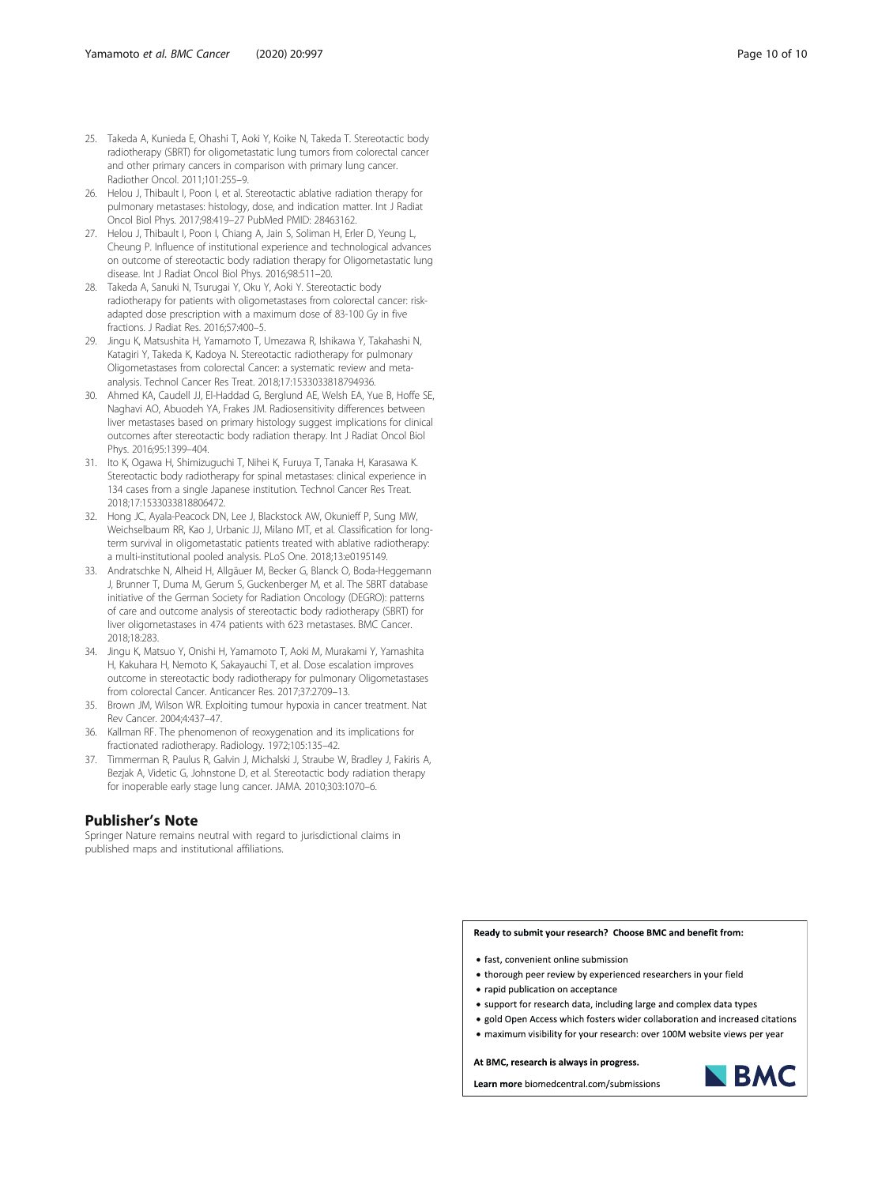25. Takeda A, Kunieda E, Ohashi T, Aoki Y, Koike N, Takeda T. Stereotactic body radiotherapy (SBRT) for oligometastatic lung tumors from colorectal cancer and other primary cancers in comparison with primary lung cancer. Radiother Oncol. 2011;101:255–9.
26. Helou J, Thibault I, Poon I, et al. Stereotactic ablative radiation therapy for pulmonary metastases: histology, dose, and indication matter. Int J Radiat Oncol Biol Phys. 2017;98:419–27 PubMed PMID: 28463162.
27. Helou J, Thibault I, Poon I, Chiang A, Jain S, Soliman H, Erler D, Yeung L, Cheung P. Influence of institutional experience and technological advances on outcome of stereotactic body radiation therapy for Oligometastatic lung disease. Int J Radiat Oncol Biol Phys. 2016;98:511–20.
28. Takeda A, Sanuki N, Tsurugai Y, Oku Y, Aoki Y. Stereotactic body radiotherapy for patients with oligometastases from colorectal cancer: risk-adapted dose prescription with a maximum dose of 83-100 Gy in five fractions. J Radiat Res. 2016;57:400–5.
29. Jingu K, Matsushita H, Yamamoto T, Umezawa R, Ishikawa Y, Takahashi N, Katagiri Y, Takeda K, Kadoya N. Stereotactic radiotherapy for pulmonary Oligometastases from colorectal Cancer: a systematic review and meta-analysis. Technol Cancer Res Treat. 2018;17:1533033818794936.
30. Ahmed KA, Caudell JJ, El-Haddad G, Berglund AE, Welsh EA, Yue B, Hoffe SE, Naghavi AO, Abuodeh YA, Frakes JM. Radiosensitivity differences between liver metastases based on primary histology suggest implications for clinical outcomes after stereotactic body radiation therapy. Int J Radiat Oncol Biol Phys. 2016;95:1399–404.
31. Ito K, Ogawa H, Shimizuguchi T, Nihei K, Furuya T, Tanaka H, Karasawa K. Stereotactic body radiotherapy for spinal metastases: clinical experience in 134 cases from a single Japanese institution. Technol Cancer Res Treat. 2018;17:1533033818806472.
32. Hong JC, Ayala-Peacock DN, Lee J, Blackstock AW, Okunieff P, Sung MW, Weichselbaum RR, Kao J, Urbanic JJ, Milano MT, et al. Classification for long-term survival in oligometastatic patients treated with ablative radiotherapy: a multi-institutional pooled analysis. PLoS One. 2018;13:e0195149.
33. Andratschke N, Alheid H, Allgäuer M, Becker G, Blanck O, Boda-Heggemann J, Brunner T, Duma M, Gerum S, Guckenberger M, et al. The SBRT database initiative of the German Society for Radiation Oncology (DEGRO): patterns of care and outcome analysis of stereotactic body radiotherapy (SBRT) for liver oligometastases in 474 patients with 623 metastases. BMC Cancer. 2018;18:283.
34. Jingu K, Matsuo Y, Onishi H, Yamamoto T, Aoki M, Murakami Y, Yamashita H, Kakuhara H, Nemoto K, Sakayauchi T, et al. Dose escalation improves outcome in stereotactic body radiotherapy for pulmonary Oligometastases from colorectal Cancer. Anticancer Res. 2017;37:2709–13.
35. Brown JM, Wilson WR. Exploiting tumour hypoxia in cancer treatment. Nat Rev Cancer. 2004;4:437–47.
36. Kallman RF. The phenomenon of reoxygenation and its implications for fractionated radiotherapy. Radiology. 1972;105:135–42.
37. Timmerman R, Paulus R, Galvin J, Michalski J, Straube W, Bradley J, Fakiris A, Bezjak A, Videtic G, Johnstone D, et al. Stereotactic body radiation therapy for inoperable early stage lung cancer. JAMA. 2010;303:1070–6.

## Publisher's Note

Springer Nature remains neutral with regard to jurisdictional claims in published maps and institutional affiliations.

**Ready to submit your research? Choose BMC and benefit from:**

- fast, convenient online submission
- thorough peer review by experienced researchers in your field
- rapid publication on acceptance
- support for research data, including large and complex data types
- gold Open Access which fosters wider collaboration and increased citations
- maximum visibility for your research: over 100M website views per year

**At BMC, research is always in progress.**

**Learn more** biomedcentral.com/submissions

BMC